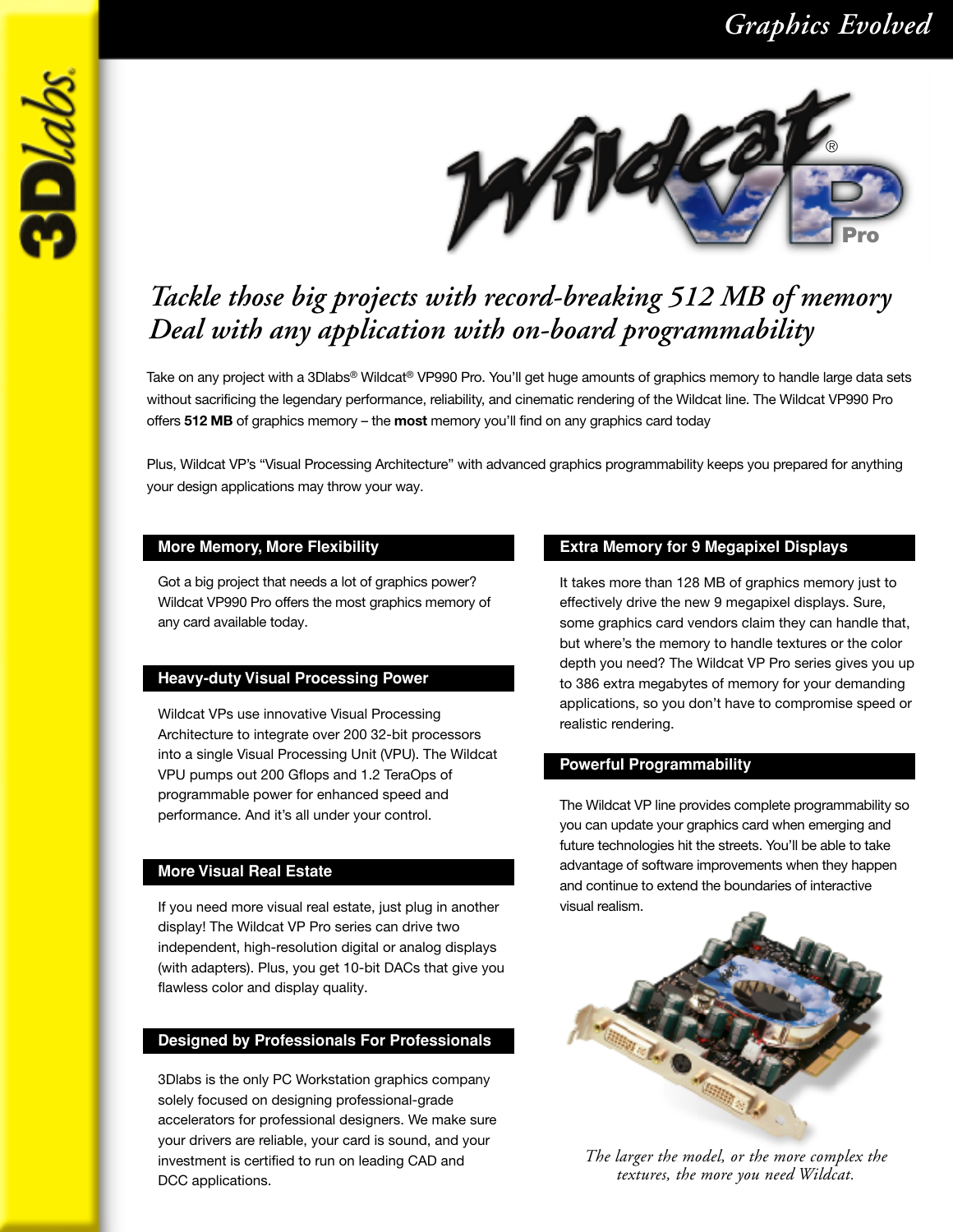Graphics Evolved

# Wildcat® VP Pro

## *Tackle those big projects with record-breaking 512 MB of memory*
## *Deal with any application with on-board programmability*

Take on any project with a 3Dlabs® Wildcat® VP990 Pro. You'll get huge amounts of graphics memory to handle large data sets without sacrificing the legendary performance, reliability, and cinematic rendering of the Wildcat line. The Wildcat VP990 Pro offers **512 MB** of graphics memory – the **most** memory you'll find on any graphics card today

Plus, Wildcat VP's "Visual Processing Architecture" with advanced graphics programmability keeps you prepared for anything your design applications may throw your way.

### More Memory, More Flexibility

Got a big project that needs a lot of graphics power? Wildcat VP990 Pro offers the most graphics memory of any card available today.

### Heavy-duty Visual Processing Power

Wildcat VPs use innovative Visual Processing Architecture to integrate over 200 32-bit processors into a single Visual Processing Unit (VPU). The Wildcat VPU pumps out 200 Gflops and 1.2 TeraOps of programmable power for enhanced speed and performance. And it's all under your control.

### More Visual Real Estate

If you need more visual real estate, just plug in another display! The Wildcat VP Pro series can drive two independent, high-resolution digital or analog displays (with adapters). Plus, you get 10-bit DACs that give you flawless color and display quality.

### Designed by Professionals For Professionals

3Dlabs is the only PC Workstation graphics company solely focused on designing professional-grade accelerators for professional designers. We make sure your drivers are reliable, your card is sound, and your investment is certified to run on leading CAD and DCC applications.

### Extra Memory for 9 Megapixel Displays

It takes more than 128 MB of graphics memory just to effectively drive the new 9 megapixel displays. Sure, some graphics card vendors claim they can handle that, but where's the memory to handle textures or the color depth you need? The Wildcat VP Pro series gives you up to 386 extra megabytes of memory for your demanding applications, so you don't have to compromise speed or realistic rendering.

### Powerful Programmability

The Wildcat VP line provides complete programmability so you can update your graphics card when emerging and future technologies hit the streets. You'll be able to take advantage of software improvements when they happen and continue to extend the boundaries of interactive visual realism.

*The larger the model, or the more complex the textures, the more you need Wildcat.*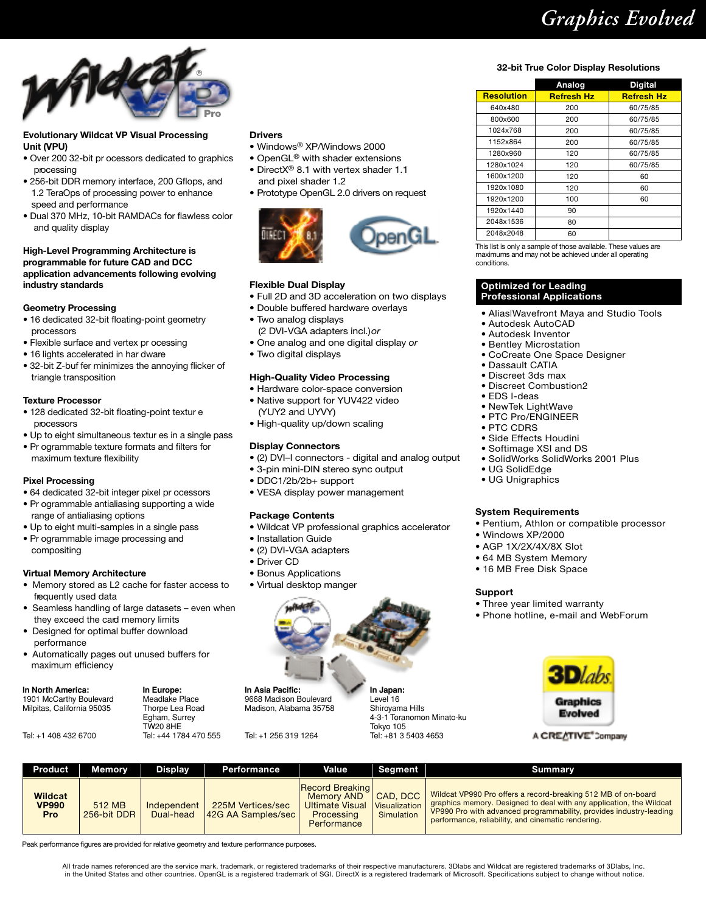# Graphics Evolved

Wildcat VP Pro

**Evolutionary Wildcat VP Visual Processing Unit (VPU)**

- Over 200 32-bit pr ocessors dedicated to graphics processing
- 256-bit DDR memory interface, 200 Gflops, and 1.2 TeraOps of processing power to enhance speed and performance
- Dual 370 MHz, 10-bit RAMDACs for flawless color and quality display

**High-Level Programming Architecture is programmable for future CAD and DCC application advancements following evolving industry standards**

**Geometry Processing**

- 16 dedicated 32-bit floating-point geometry processors
- Flexible surface and vertex pr ocessing
- 16 lights accelerated in har dware
- 32-bit Z-buf fer minimizes the annoying flicker of triangle transposition

**Texture Processor**

- 128 dedicated 32-bit floating-point textur e processors
- Up to eight simultaneous textur es in a single pass
- Pr ogrammable texture formats and filters for maximum texture flexibility

**Pixel Processing**

- 64 dedicated 32-bit integer pixel pr ocessors
- Pr ogrammable antialiasing supporting a wide range of antialiasing options
- Up to eight multi-samples in a single pass
- Pr ogrammable image processing and compositing

**Virtual Memory Architecture**

- Memory stored as L2 cache for faster access to frequently used data
- Seamless handling of large datasets – even when they exceed the card memory limits
- Designed for optimal buffer download performance
- Automatically pages out unused buffers for maximum efficiency

**Drivers**

- Windows® XP/Windows 2000
- OpenGL® with shader extensions
- DirectX® 8.1 with vertex shader 1.1 and pixel shader 1.2
- Prototype OpenGL 2.0 drivers on request

**Flexible Dual Display**

- Full 2D and 3D acceleration on two displays
- Double buffered hardware overlays
- Two analog displays (2 DVI-VGA adapters incl.) *or*
- One analog and one digital display *or*
- Two digital displays

**High-Quality Video Processing**

- Hardware color-space conversion
- Native support for YUV422 video (YUY2 and UYVY)
- High-quality up/down scaling

**Display Connectors**

- (2) DVI–I connectors - digital and analog output
- 3-pin mini-DIN stereo sync output
- DDC1/2b/2b+ support
- VESA display power management

**Package Contents**

- Wildcat VP professional graphics accelerator
- Installation Guide
- (2) DVI-VGA adapters
- Driver CD
- Bonus Applications
- Virtual desktop manger

**32-bit True Color Display Resolutions**

| | Analog | Digital |
|---|---|---|
| Resolution | Refresh Hz | Refresh Hz |
| 640x480 | 200 | 60/75/85 |
| 800x600 | 200 | 60/75/85 |
| 1024x768 | 200 | 60/75/85 |
| 1152x864 | 200 | 60/75/85 |
| 1280x960 | 120 | 60/75/85 |
| 1280x1024 | 120 | 60/75/85 |
| 1600x1200 | 120 | 60 |
| 1920x1080 | 120 | 60 |
| 1920x1200 | 100 | 60 |
| 1920x1440 | 90 | |
| 2048x1536 | 80 | |
| 2048x2048 | 60 | |

This list is only a sample of those available. These values are maximums and may not be achieved under all operating conditions.

**Optimized for Leading Professional Applications**

- Alias|Wavefront Maya and Studio Tools
- Autodesk AutoCAD
- Autodesk Inventor
- Bentley Microstation
- CoCreate One Space Designer
- Dassault CATIA
- Discreet 3ds max
- Discreet Combustion2
- EDS I-deas
- NewTek LightWave
- PTC Pro/ENGINEER
- PTC CDRS
- Side Effects Houdini
- Softimage XSI and DS
- SolidWorks SolidWorks 2001 Plus
- UG SolidEdge
- UG Unigraphics

**System Requirements**

- Pentium, Athlon or compatible processor
- Windows XP/2000
- AGP 1X/2X/4X/8X Slot
- 64 MB System Memory
- 16 MB Free Disk Space

**Support**

- Three year limited warranty
- Phone hotline, e-mail and WebForum

**In North America:**
1901 McCarthy Boulevard
Milpitas, California 95035
Tel: +1 408 432 6700

**In Europe:**
Meadlake Place
Thorpe Lea Road
Egham, Surrey
TW20 8HE
Tel: +44 1784 470 555

**In Asia Pacific:**
9668 Madison Boulevard
Madison, Alabama 35758
Tel: +1 256 319 1264

**In Japan:**
Level 16
Shiroyama Hills
4-3-1 Toranomon Minato-ku
Tokyo 105
Tel: +81 3 5403 4653

3Dlabs Graphics Evolved
A CREATIVE® Company

| Product | Memory | Display | Performance | Value | Segment | Summary |
|---|---|---|---|---|---|---|
| Wildcat VP990 Pro | 512 MB 256-bit DDR | Independent Dual-head | 225M Vertices/sec 42G AA Samples/sec | Record Breaking Memory AND Ultimate Visual Processing Performance | CAD, DCC Visualization Simulation | Wildcat VP990 Pro offers a record-breaking 512 MB of on-board graphics memory. Designed to deal with any application, the Wildcat VP990 Pro with advanced programmability, provides industry-leading performance, reliability, and cinematic rendering. |

Peak performance figures are provided for relative geometry and texture performance purposes.

All trade names referenced are the service mark, trademark, or registered trademarks of their respective manufacturers. 3Dlabs and Wildcat are registered trademarks of 3Dlabs, Inc. in the United States and other countries. OpenGL is a registered trademark of SGI. DirectX is a registered trademark of Microsoft. Specifications subject to change without notice.